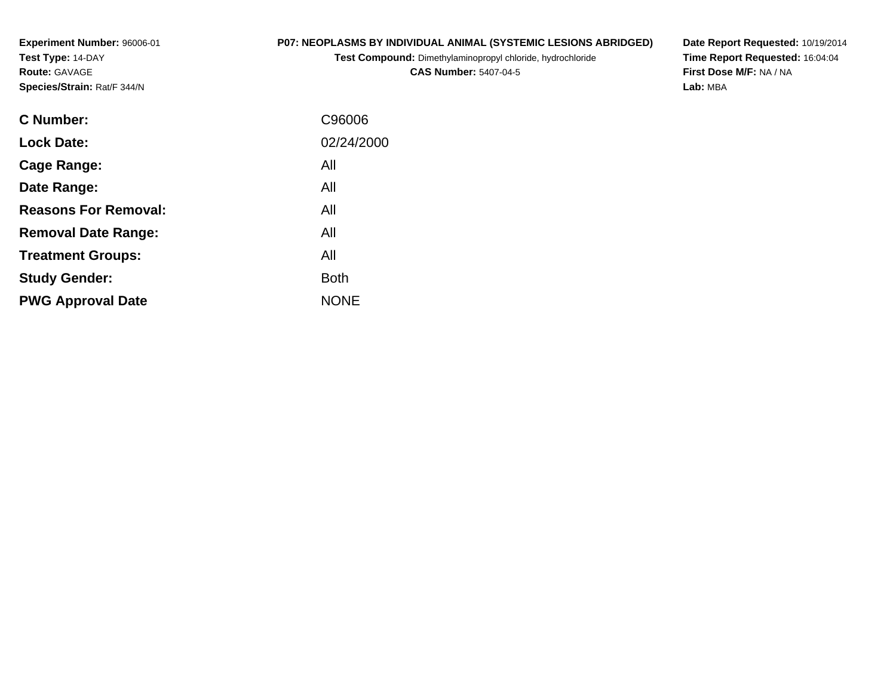**Experiment Number:** 96006-01
**Test Type:** 14-DAY
**Route:** GAVAGE
**Species/Strain:** Rat/F 344/N

**P07: NEOPLASMS BY INDIVIDUAL ANIMAL (SYSTEMIC LESIONS ABRIDGED)**
**Test Compound:** Dimethylaminopropyl chloride, hydrochloride
**CAS Number:** 5407-04-5

**Date Report Requested:** 10/19/2014
**Time Report Requested:** 16:04:04
**First Dose M/F:** NA / NA
**Lab:** MBA

| | |
|---|---|
| **C Number:** | C96006 |
| **Lock Date:** | 02/24/2000 |
| **Cage Range:** | All |
| **Date Range:** | All |
| **Reasons For Removal:** | All |
| **Removal Date Range:** | All |
| **Treatment Groups:** | All |
| **Study Gender:** | Both |
| **PWG Approval Date** | NONE |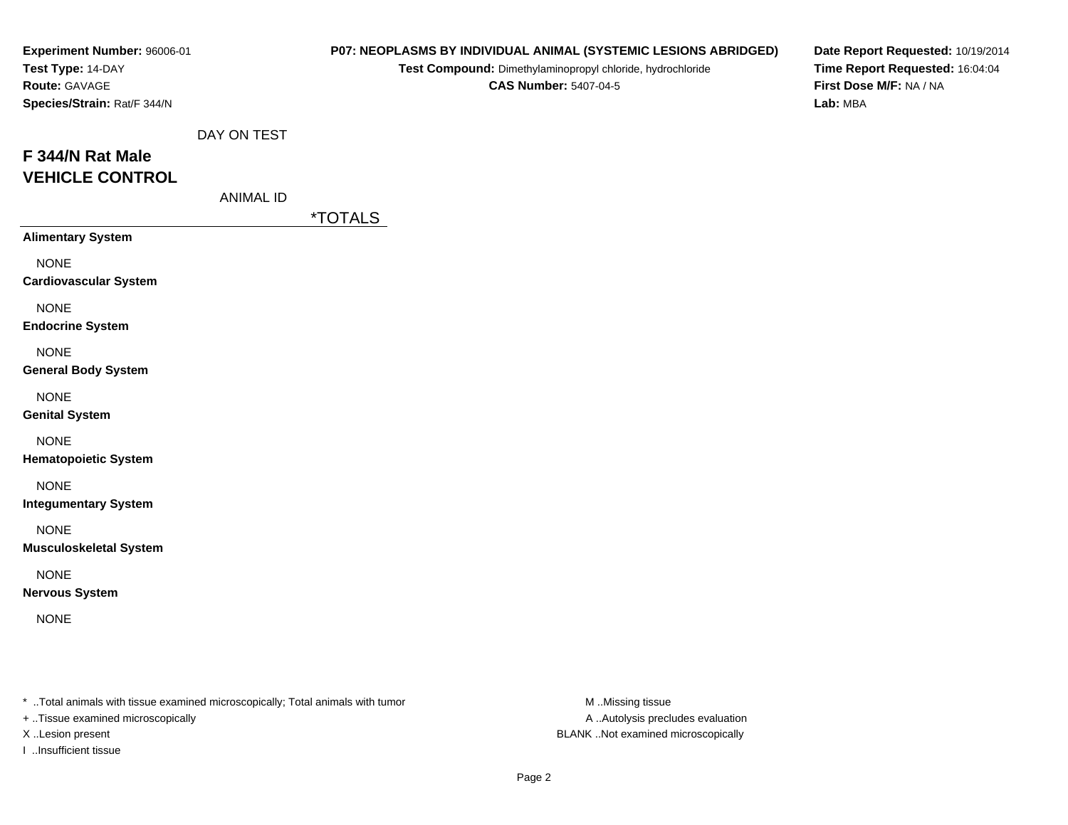**Experiment Number:** 96006-01
**Test Type:** 14-DAY
**Route:** GAVAGE
**Species/Strain:** Rat/F 344/N

**P07: NEOPLASMS BY INDIVIDUAL ANIMAL (SYSTEMIC LESIONS ABRIDGED)**
**Test Compound:** Dimethylaminopropyl chloride, hydrochloride
**CAS Number:** 5407-04-5

**Date Report Requested:** 10/19/2014
**Time Report Requested:** 16:04:04
**First Dose M/F:** NA / NA
**Lab:** MBA

DAY ON TEST

## F 344/N Rat Male
## VEHICLE CONTROL

ANIMAL ID

| | *TOTALS |
|---|---|
| **Alimentary System** | |
| NONE | |
| **Cardiovascular System** | |
| NONE | |
| **Endocrine System** | |
| NONE | |
| **General Body System** | |
| NONE | |
| **Genital System** | |
| NONE | |
| **Hematopoietic System** | |
| NONE | |
| **Integumentary System** | |
| NONE | |
| **Musculoskeletal System** | |
| NONE | |
| **Nervous System** | |
| NONE | |

* ..Total animals with tissue examined microscopically; Total animals with tumor
+ ..Tissue examined microscopically
X ..Lesion present
I ..Insufficient tissue

M ..Missing tissue
A ..Autolysis precludes evaluation
BLANK ..Not examined microscopically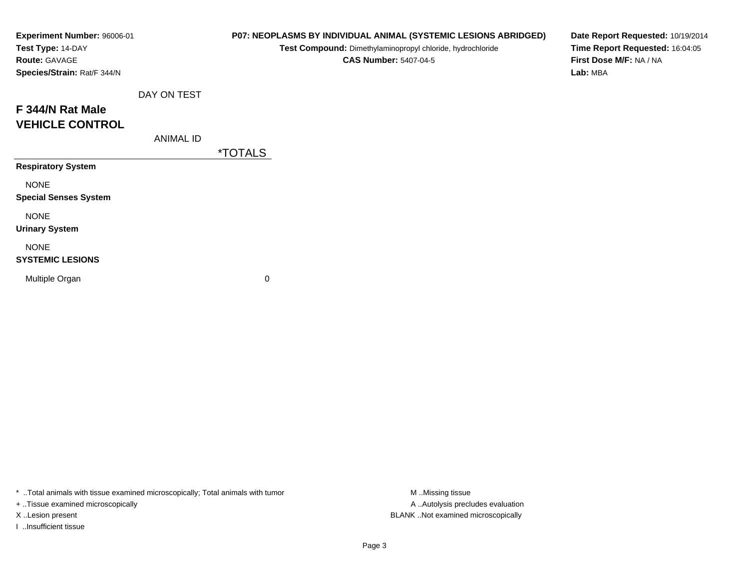**Experiment Number:** 96006-01
**Test Type:** 14-DAY
**Route:** GAVAGE
**Species/Strain:** Rat/F 344/N

**P07: NEOPLASMS BY INDIVIDUAL ANIMAL (SYSTEMIC LESIONS ABRIDGED)**
**Test Compound:** Dimethylaminopropyl chloride, hydrochloride
**CAS Number:** 5407-04-5

**Date Report Requested:** 10/19/2014
**Time Report Requested:** 16:04:05
**First Dose M/F:** NA / NA
**Lab:** MBA

## F 344/N Rat Male
## VEHICLE CONTROL

| DAY ON TEST / ANIMAL ID | *TOTALS |
|---|---|
| **Respiratory System** | |
| NONE | |
| **Special Senses System** | |
| NONE | |
| **Urinary System** | |
| NONE | |
| **SYSTEMIC LESIONS** | |
| Multiple Organ | 0 |

* ..Total animals with tissue examined microscopically; Total animals with tumor
+ ..Tissue examined microscopically
X ..Lesion present
I ..Insufficient tissue

M ..Missing tissue
A ..Autolysis precludes evaluation
BLANK ..Not examined microscopically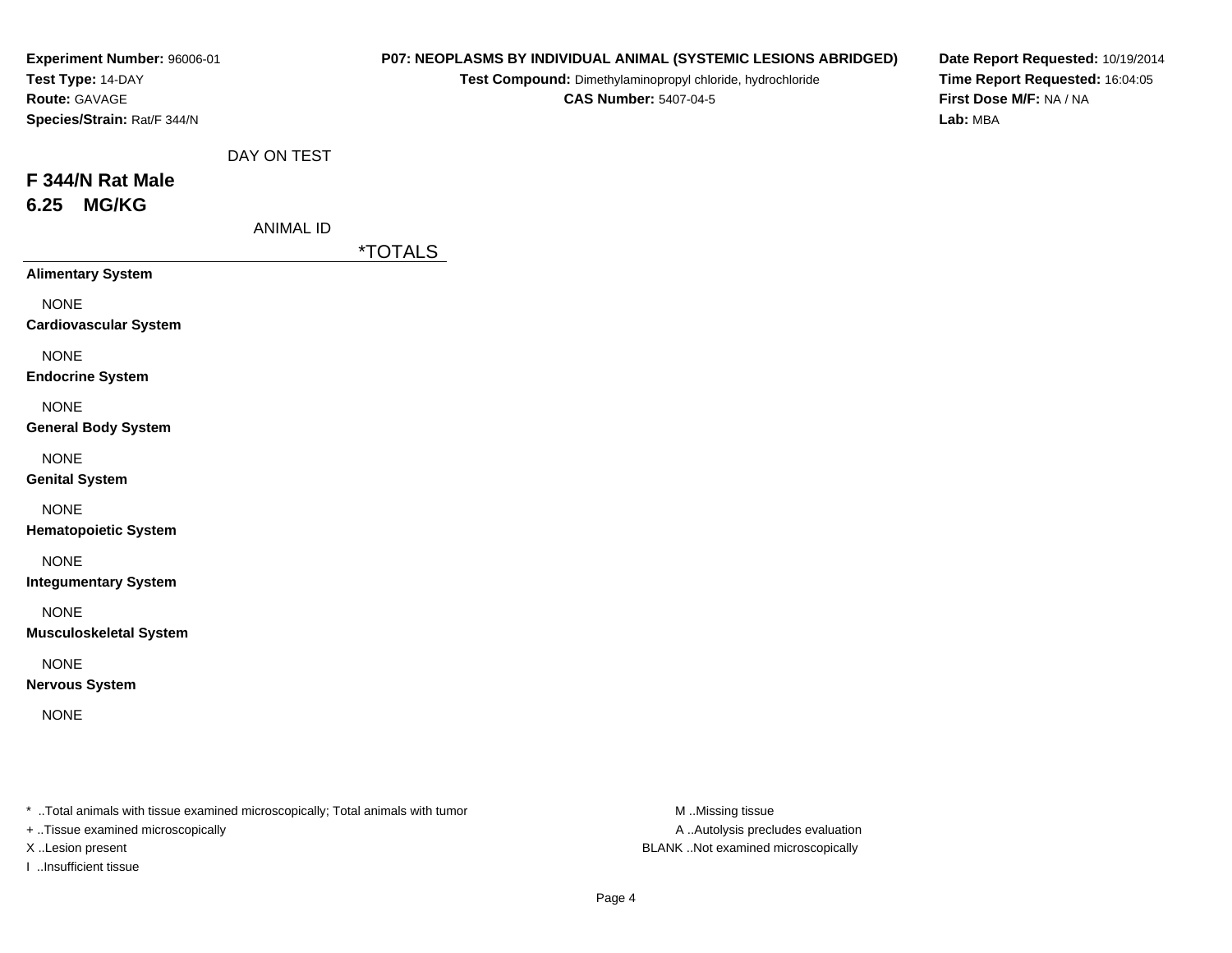**Experiment Number:** 96006-01
**Test Type:** 14-DAY
**Route:** GAVAGE
**Species/Strain:** Rat/F 344/N

**P07: NEOPLASMS BY INDIVIDUAL ANIMAL (SYSTEMIC LESIONS ABRIDGED)**
**Test Compound:** Dimethylaminopropyl chloride, hydrochloride
**CAS Number:** 5407-04-5

**Date Report Requested:** 10/19/2014
**Time Report Requested:** 16:04:05
**First Dose M/F:** NA / NA
**Lab:** MBA

DAY ON TEST

## F 344/N Rat Male
## 6.25 MG/KG

ANIMAL ID

| | *TOTALS |
|---|---|
| **Alimentary System** | |
| NONE | |
| **Cardiovascular System** | |
| NONE | |
| **Endocrine System** | |
| NONE | |
| **General Body System** | |
| NONE | |
| **Genital System** | |
| NONE | |
| **Hematopoietic System** | |
| NONE | |
| **Integumentary System** | |
| NONE | |
| **Musculoskeletal System** | |
| NONE | |
| **Nervous System** | |
| NONE | |

* ..Total animals with tissue examined microscopically; Total animals with tumor
+ ..Tissue examined microscopically
X ..Lesion present
I ..Insufficient tissue

M ..Missing tissue
A ..Autolysis precludes evaluation
BLANK ..Not examined microscopically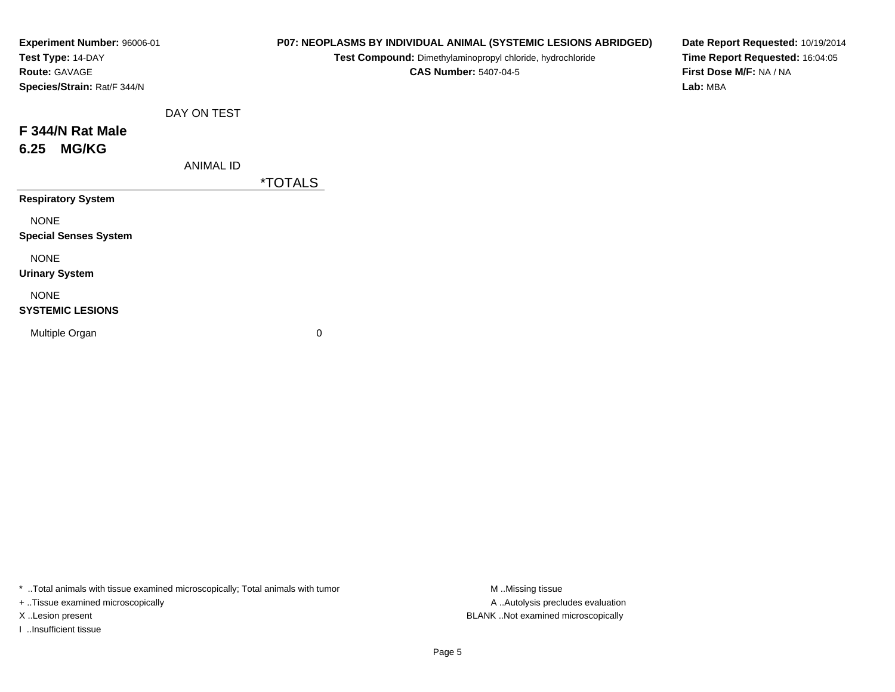**Experiment Number:** 96006-01
**Test Type:** 14-DAY
**Route:** GAVAGE
**Species/Strain:** Rat/F 344/N

**P07: NEOPLASMS BY INDIVIDUAL ANIMAL (SYSTEMIC LESIONS ABRIDGED)**
**Test Compound:** Dimethylaminopropyl chloride, hydrochloride
**CAS Number:** 5407-04-5

**Date Report Requested:** 10/19/2014
**Time Report Requested:** 16:04:05
**First Dose M/F:** NA / NA
**Lab:** MBA

DAY ON TEST

## F 344/N Rat Male
## 6.25 MG/KG

| ANIMAL ID | *TOTALS |
|---|---|
| **Respiratory System** | |
| NONE | |
| **Special Senses System** | |
| NONE | |
| **Urinary System** | |
| NONE | |
| **SYSTEMIC LESIONS** | |
| Multiple Organ | 0 |

* ..Total animals with tissue examined microscopically; Total animals with tumor
+ ..Tissue examined microscopically
X ..Lesion present
I ..Insufficient tissue

M ..Missing tissue
A ..Autolysis precludes evaluation
BLANK ..Not examined microscopically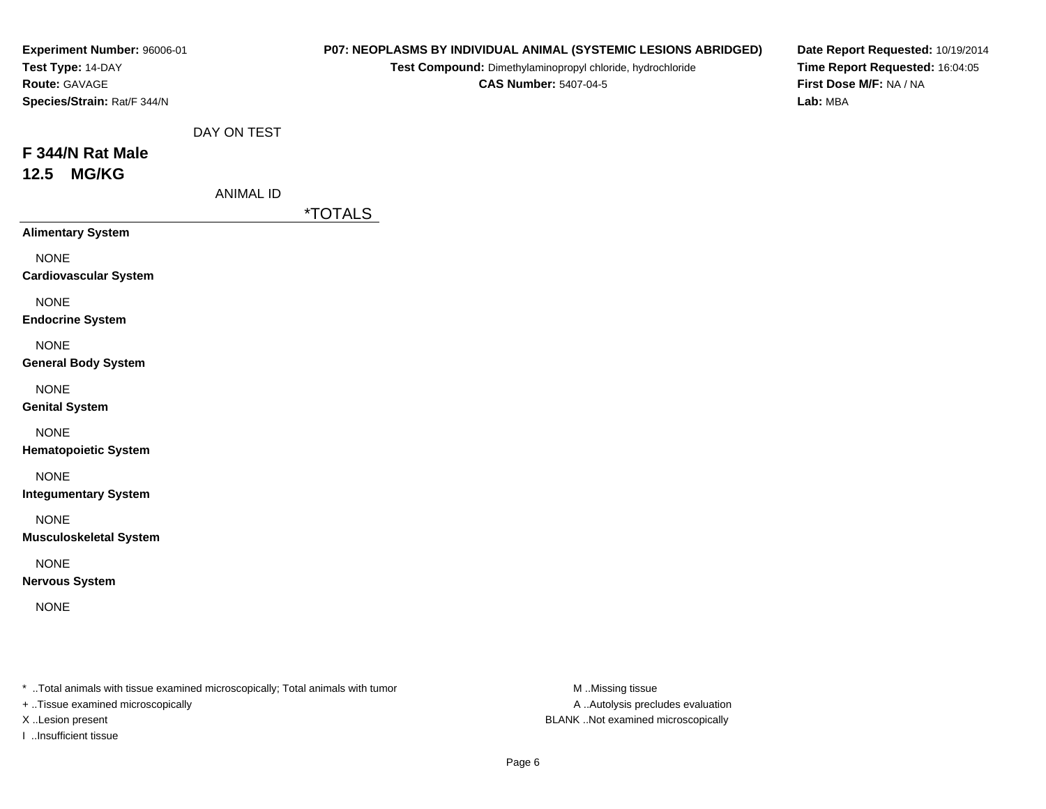**Experiment Number:** 96006-01
**Test Type:** 14-DAY
**Route:** GAVAGE
**Species/Strain:** Rat/F 344/N

**P07: NEOPLASMS BY INDIVIDUAL ANIMAL (SYSTEMIC LESIONS ABRIDGED)**
**Test Compound:** Dimethylaminopropyl chloride, hydrochloride
**CAS Number:** 5407-04-5

**Date Report Requested:** 10/19/2014
**Time Report Requested:** 16:04:05
**First Dose M/F:** NA / NA
**Lab:** MBA

## F 344/N Rat Male
## 12.5 MG/KG

| DAY ON TEST | |
|---|---|
| ANIMAL ID | *TOTALS |
| **Alimentary System** | |
| NONE | |
| **Cardiovascular System** | |
| NONE | |
| **Endocrine System** | |
| NONE | |
| **General Body System** | |
| NONE | |
| **Genital System** | |
| NONE | |
| **Hematopoietic System** | |
| NONE | |
| **Integumentary System** | |
| NONE | |
| **Musculoskeletal System** | |
| NONE | |
| **Nervous System** | |
| NONE | |

* ..Total animals with tissue examined microscopically; Total animals with tumor
+ ..Tissue examined microscopically
X ..Lesion present
I ..Insufficient tissue

M ..Missing tissue
A ..Autolysis precludes evaluation
BLANK ..Not examined microscopically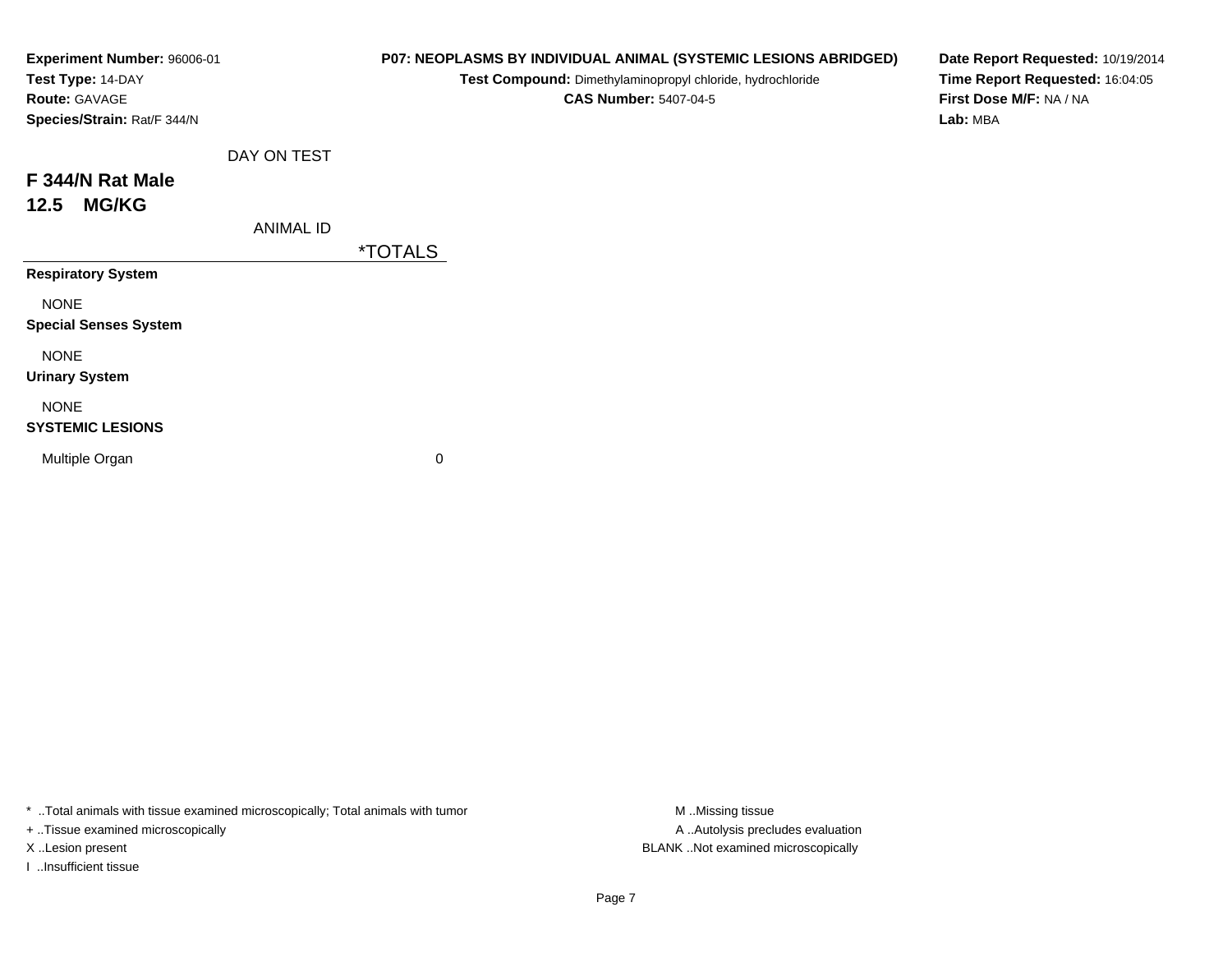**Experiment Number:** 96006-01
**Test Type:** 14-DAY
**Route:** GAVAGE
**Species/Strain:** Rat/F 344/N

**P07: NEOPLASMS BY INDIVIDUAL ANIMAL (SYSTEMIC LESIONS ABRIDGED)**
**Test Compound:** Dimethylaminopropyl chloride, hydrochloride
**CAS Number:** 5407-04-5

**Date Report Requested:** 10/19/2014
**Time Report Requested:** 16:04:05
**First Dose M/F:** NA / NA
**Lab:** MBA

## F 344/N Rat Male
## 12.5 MG/KG

| DAY ON TEST / ANIMAL ID | *TOTALS |
|---|---|
| **Respiratory System** | |
| NONE | |
| **Special Senses System** | |
| NONE | |
| **Urinary System** | |
| NONE | |
| **SYSTEMIC LESIONS** | |
| Multiple Organ | 0 |

\* ..Total animals with tissue examined microscopically; Total animals with tumor
+ ..Tissue examined microscopically
X ..Lesion present
I ..Insufficient tissue

M ..Missing tissue
A ..Autolysis precludes evaluation
BLANK ..Not examined microscopically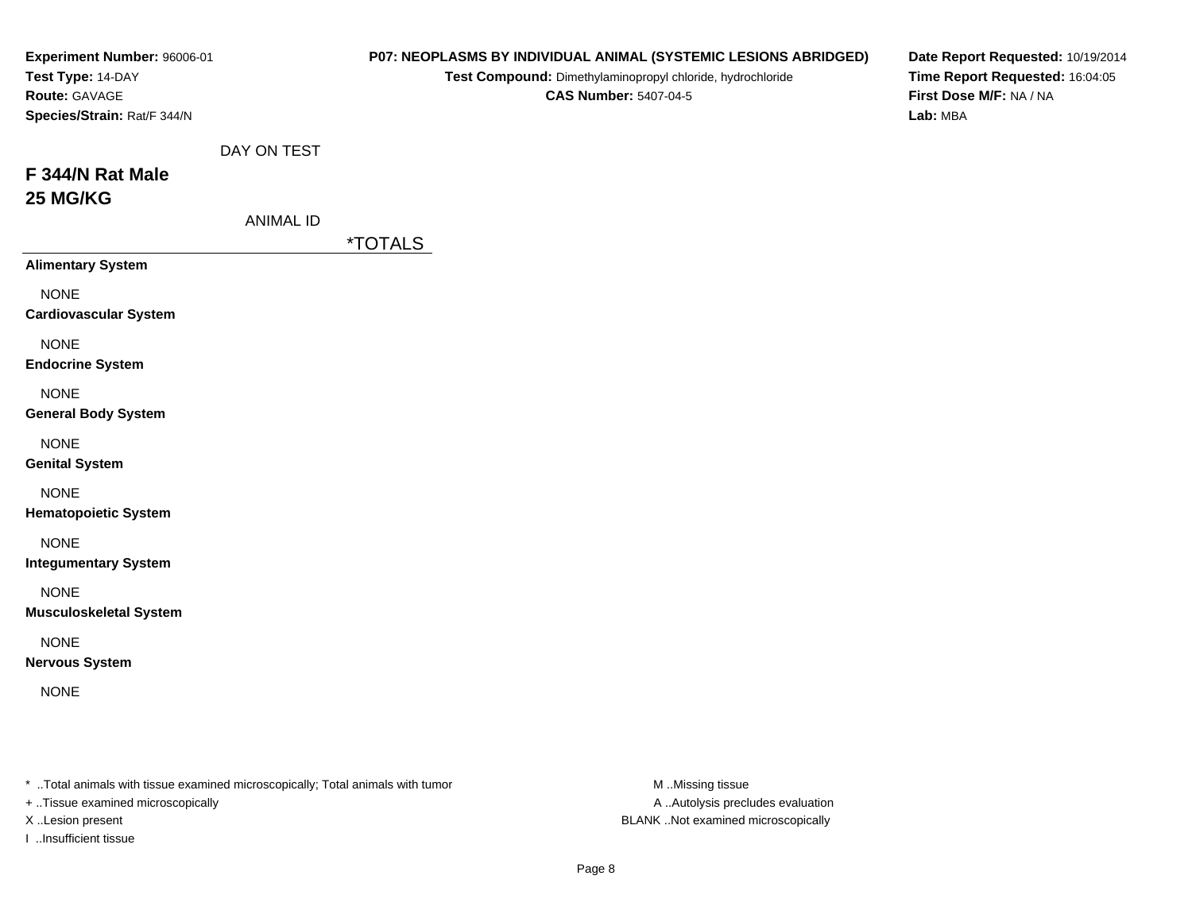**Experiment Number:** 96006-01
**Test Type:** 14-DAY
**Route:** GAVAGE
**Species/Strain:** Rat/F 344/N

**P07: NEOPLASMS BY INDIVIDUAL ANIMAL (SYSTEMIC LESIONS ABRIDGED)**
**Test Compound:** Dimethylaminopropyl chloride, hydrochloride
**CAS Number:** 5407-04-5

**Date Report Requested:** 10/19/2014
**Time Report Requested:** 16:04:05
**First Dose M/F:** NA / NA
**Lab:** MBA

## F 344/N Rat Male
## 25 MG/KG

| DAY ON TEST<br>ANIMAL ID | *TOTALS |
|---|---|
| **Alimentary System** | |
| NONE | |
| **Cardiovascular System** | |
| NONE | |
| **Endocrine System** | |
| NONE | |
| **General Body System** | |
| NONE | |
| **Genital System** | |
| NONE | |
| **Hematopoietic System** | |
| NONE | |
| **Integumentary System** | |
| NONE | |
| **Musculoskeletal System** | |
| NONE | |
| **Nervous System** | |
| NONE | |

* ..Total animals with tissue examined microscopically; Total animals with tumor
+ ..Tissue examined microscopically
X ..Lesion present
I ..Insufficient tissue

M ..Missing tissue
A ..Autolysis precludes evaluation
BLANK ..Not examined microscopically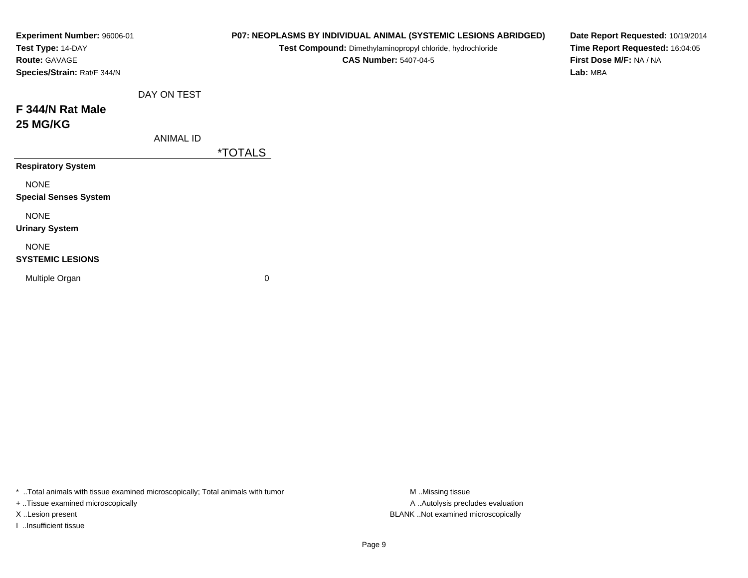**Experiment Number:** 96006-01
**Test Type:** 14-DAY
**Route:** GAVAGE
**Species/Strain:** Rat/F 344/N

**P07: NEOPLASMS BY INDIVIDUAL ANIMAL (SYSTEMIC LESIONS ABRIDGED)**
**Test Compound:** Dimethylaminopropyl chloride, hydrochloride
**CAS Number:** 5407-04-5

**Date Report Requested:** 10/19/2014
**Time Report Requested:** 16:04:05
**First Dose M/F:** NA / NA
**Lab:** MBA

# F 344/N Rat Male
## 25 MG/KG

| DAY ON TEST / ANIMAL ID | *TOTALS |
|---|---|
| **Respiratory System** | |
| NONE | |
| **Special Senses System** | |
| NONE | |
| **Urinary System** | |
| NONE | |
| **SYSTEMIC LESIONS** | |
| Multiple Organ | 0 |

* ..Total animals with tissue examined microscopically; Total animals with tumor
+ ..Tissue examined microscopically
X ..Lesion present
I ..Insufficient tissue

M ..Missing tissue
A ..Autolysis precludes evaluation
BLANK ..Not examined microscopically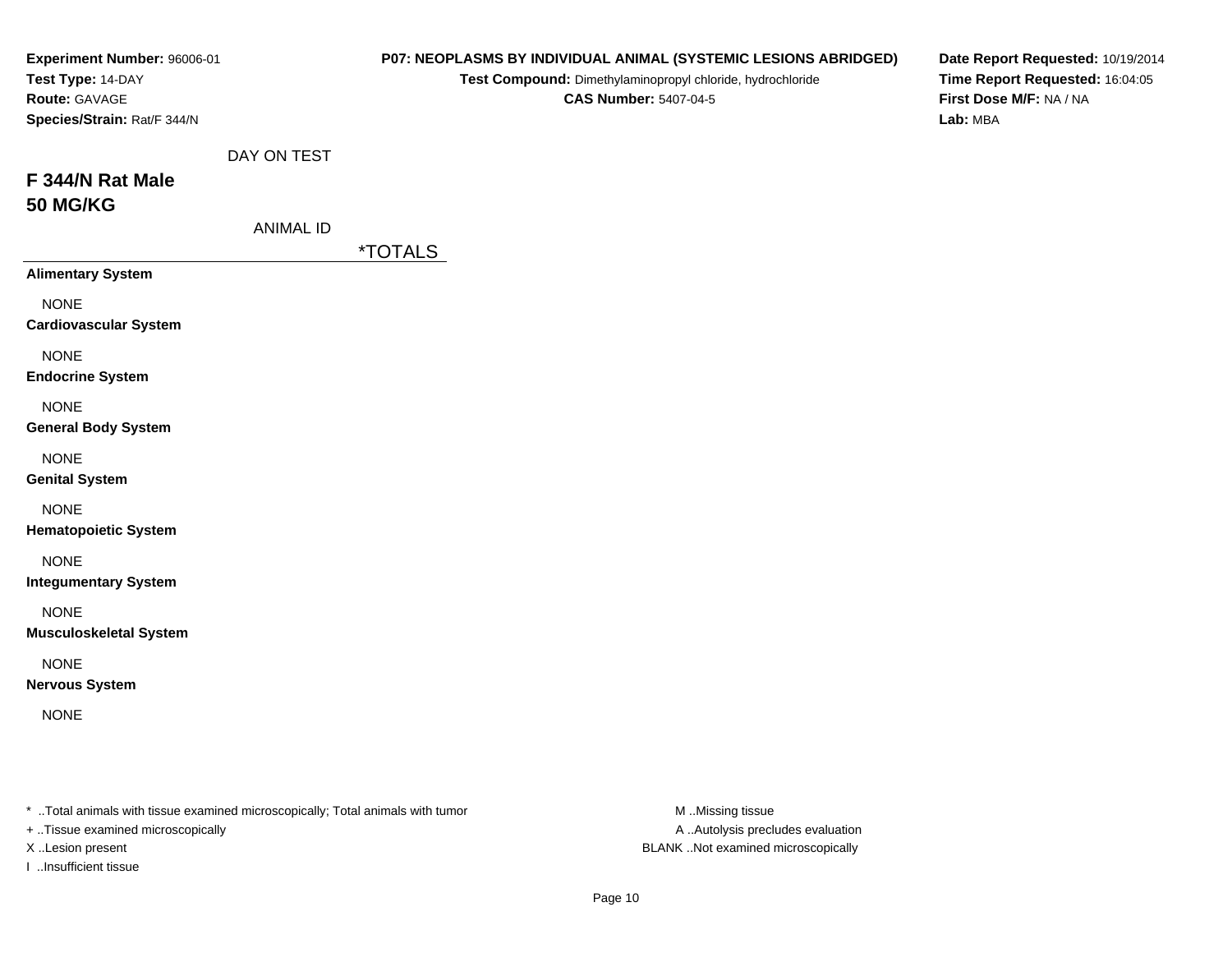**Experiment Number:** 96006-01
**Test Type:** 14-DAY
**Route:** GAVAGE
**Species/Strain:** Rat/F 344/N

**P07: NEOPLASMS BY INDIVIDUAL ANIMAL (SYSTEMIC LESIONS ABRIDGED)**
**Test Compound:** Dimethylaminopropyl chloride, hydrochloride
**CAS Number:** 5407-04-5

**Date Report Requested:** 10/19/2014
**Time Report Requested:** 16:04:05
**First Dose M/F:** NA / NA
**Lab:** MBA

DAY ON TEST

## F 344/N Rat Male
## 50 MG/KG

ANIMAL ID

| | *TOTALS |
|---|---|
| **Alimentary System** | |
| NONE | |
| **Cardiovascular System** | |
| NONE | |
| **Endocrine System** | |
| NONE | |
| **General Body System** | |
| NONE | |
| **Genital System** | |
| NONE | |
| **Hematopoietic System** | |
| NONE | |
| **Integumentary System** | |
| NONE | |
| **Musculoskeletal System** | |
| NONE | |
| **Nervous System** | |
| NONE | |

* ..Total animals with tissue examined microscopically; Total animals with tumor
+ ..Tissue examined microscopically
X ..Lesion present
I ..Insufficient tissue

M ..Missing tissue
A ..Autolysis precludes evaluation
BLANK ..Not examined microscopically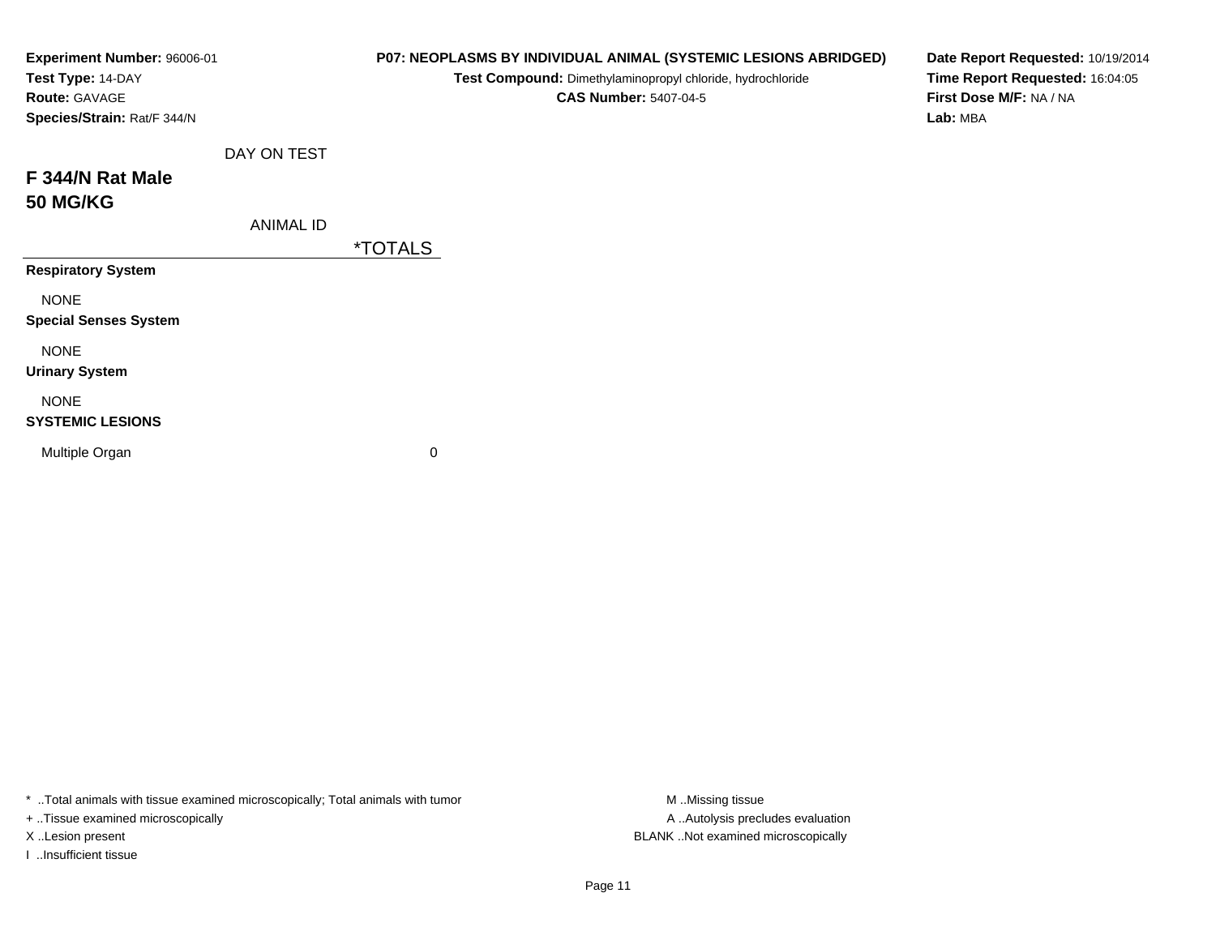**Experiment Number:** 96006-01
**Test Type:** 14-DAY
**Route:** GAVAGE
**Species/Strain:** Rat/F 344/N

**P07: NEOPLASMS BY INDIVIDUAL ANIMAL (SYSTEMIC LESIONS ABRIDGED)**
**Test Compound:** Dimethylaminopropyl chloride, hydrochloride
**CAS Number:** 5407-04-5

**Date Report Requested:** 10/19/2014
**Time Report Requested:** 16:04:05
**First Dose M/F:** NA / NA
**Lab:** MBA

DAY ON TEST

## F 344/N Rat Male
## 50 MG/KG

ANIMAL ID

| | *TOTALS |
|---|---|
| **Respiratory System** | |
| NONE | |
| **Special Senses System** | |
| NONE | |
| **Urinary System** | |
| NONE | |
| **SYSTEMIC LESIONS** | |
| Multiple Organ | 0 |

* ..Total animals with tissue examined microscopically; Total animals with tumor
+ ..Tissue examined microscopically
X ..Lesion present
I ..Insufficient tissue

M ..Missing tissue
A ..Autolysis precludes evaluation
BLANK ..Not examined microscopically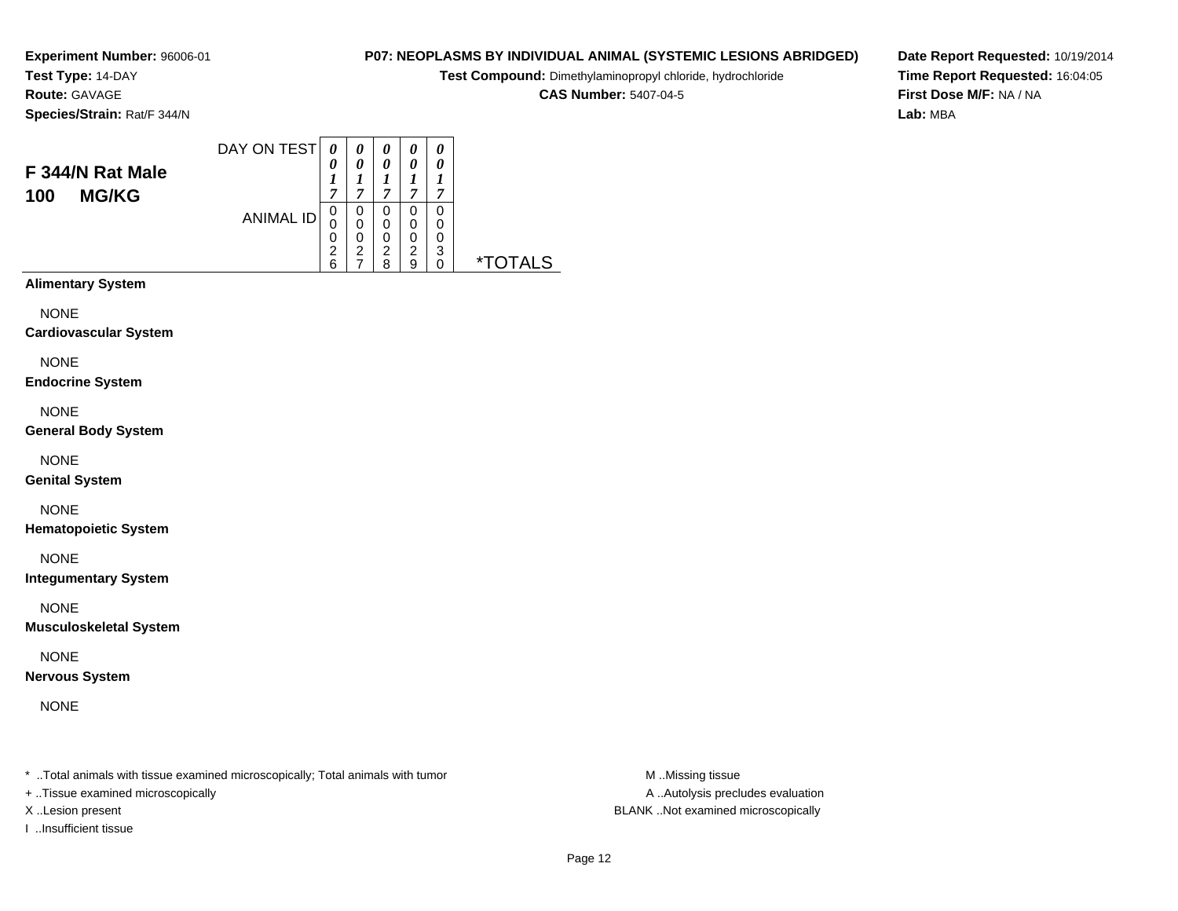**Experiment Number:** 96006-01
**Test Type:** 14-DAY
**Route:** GAVAGE
**Species/Strain:** Rat/F 344/N

**P07: NEOPLASMS BY INDIVIDUAL ANIMAL (SYSTEMIC LESIONS ABRIDGED)**
**Test Compound:** Dimethylaminopropyl chloride, hydrochloride
**CAS Number:** 5407-04-5

**Date Report Requested:** 10/19/2014
**Time Report Requested:** 16:04:05
**First Dose M/F:** NA / NA
**Lab:** MBA

## F 344/N Rat Male
## 100 MG/KG

| DAY ON TEST | 0017 | 0017 | 0017 | 0017 | 0017 | |
|---|---|---|---|---|---|---|
| ANIMAL ID | 00026 | 00027 | 00028 | 00029 | 00030 | *TOTALS |
| **Alimentary System** | | | | | | |
| NONE | | | | | | |
| **Cardiovascular System** | | | | | | |
| NONE | | | | | | |
| **Endocrine System** | | | | | | |
| NONE | | | | | | |
| **General Body System** | | | | | | |
| NONE | | | | | | |
| **Genital System** | | | | | | |
| NONE | | | | | | |
| **Hematopoietic System** | | | | | | |
| NONE | | | | | | |
| **Integumentary System** | | | | | | |
| NONE | | | | | | |
| **Musculoskeletal System** | | | | | | |
| NONE | | | | | | |
| **Nervous System** | | | | | | |
| NONE | | | | | | |

* ..Total animals with tissue examined microscopically; Total animals with tumor
+ ..Tissue examined microscopically
X ..Lesion present
I ..Insufficient tissue

M ..Missing tissue
A ..Autolysis precludes evaluation
BLANK ..Not examined microscopically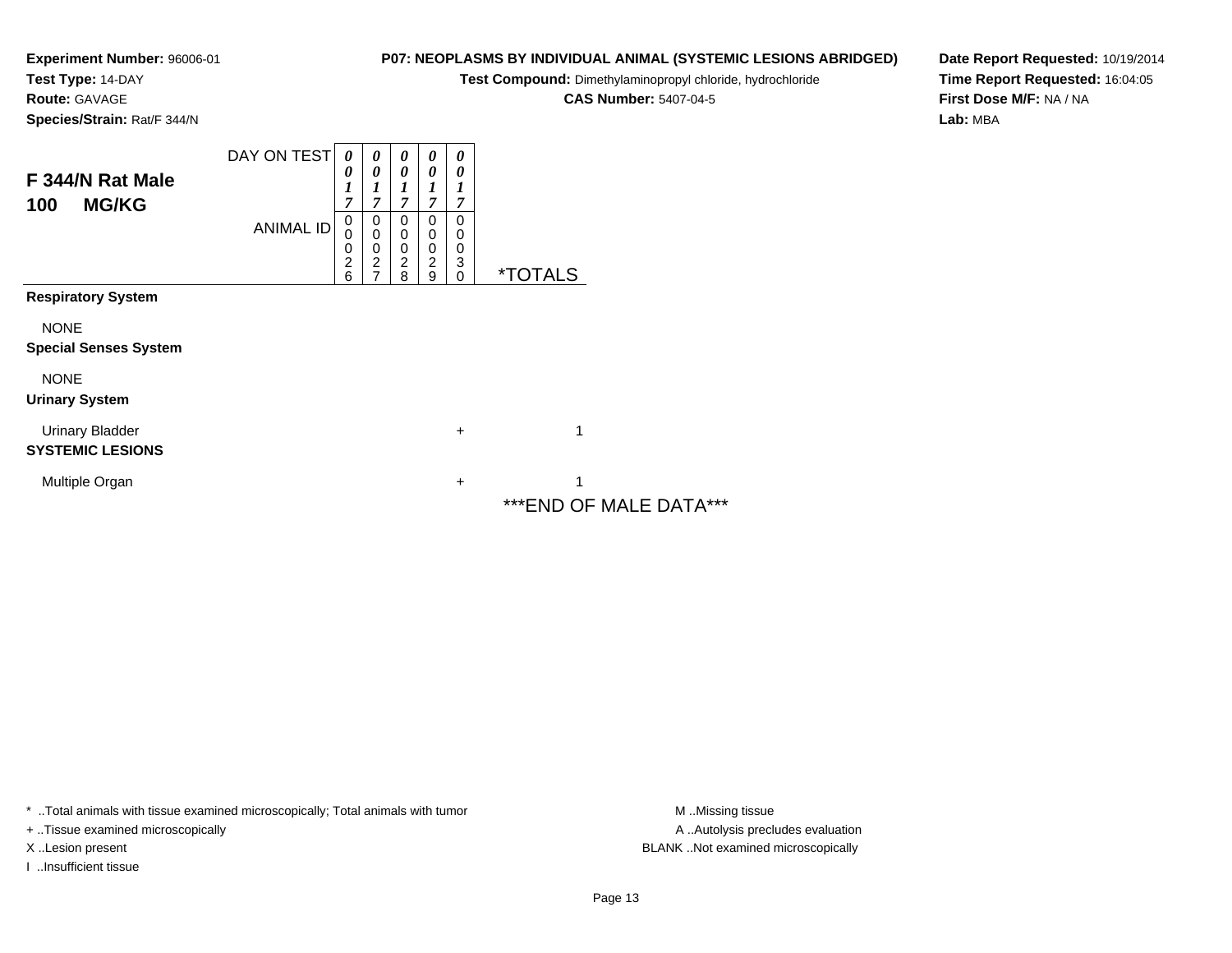**Experiment Number:** 96006-01
**Test Type:** 14-DAY
**Route:** GAVAGE
**Species/Strain:** Rat/F 344/N

**P07: NEOPLASMS BY INDIVIDUAL ANIMAL (SYSTEMIC LESIONS ABRIDGED)**
**Test Compound:** Dimethylaminopropyl chloride, hydrochloride
**CAS Number:** 5407-04-5

**Date Report Requested:** 10/19/2014
**Time Report Requested:** 16:04:05
**First Dose M/F:** NA / NA
**Lab:** MBA

## F 344/N Rat Male
## 100 MG/KG

| DAY ON TEST | 0017 | 0017 | 0017 | 0017 | 0017 | |
|---|---|---|---|---|---|---|
| ANIMAL ID | 00026 | 00027 | 00028 | 00029 | 00030 | *TOTALS |
| **Respiratory System** | | | | | | |
| NONE | | | | | | |
| **Special Senses System** | | | | | | |
| NONE | | | | | | |
| **Urinary System** | | | | | | |
| Urinary Bladder | | | | | + | 1 |
| **SYSTEMIC LESIONS** | | | | | | |
| Multiple Organan | | | | | + | 1 |

***END OF MALE DATA***

\* ..Total animals with tissue examined microscopically; Total animals with tumor
+ ..Tissue examined microscopically
X ..Lesion present
I ..Insufficient tissue

M ..Missing tissue
A ..Autolysis precludes evaluation
BLANK ..Not examined microscopically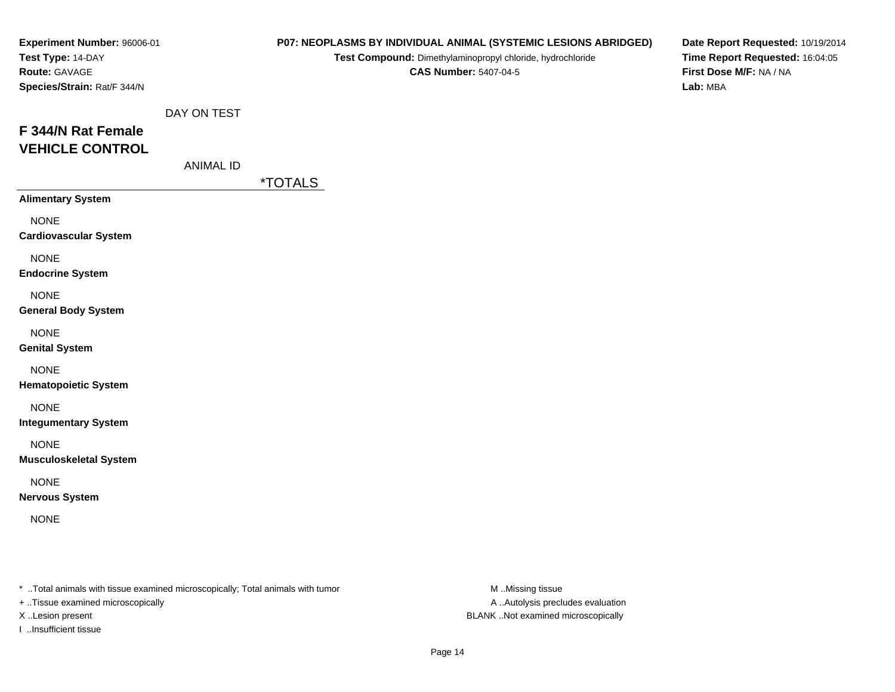**Experiment Number:** 96006-01
**Test Type:** 14-DAY
**Route:** GAVAGE
**Species/Strain:** Rat/F 344/N

**P07: NEOPLASMS BY INDIVIDUAL ANIMAL (SYSTEMIC LESIONS ABRIDGED)**
**Test Compound:** Dimethylaminopropyl chloride, hydrochloride
**CAS Number:** 5407-04-5

**Date Report Requested:** 10/19/2014
**Time Report Requested:** 16:04:05
**First Dose M/F:** NA / NA
**Lab:** MBA

DAY ON TEST

## F 344/N Rat Female
## VEHICLE CONTROL

ANIMAL ID

| | *TOTALS |
|---|---|
| **Alimentary System** | |
| NONE | |
| **Cardiovascular System** | |
| NONE | |
| **Endocrine System** | |
| NONE | |
| **General Body System** | |
| NONE | |
| **Genital System** | |
| NONE | |
| **Hematopoietic System** | |
| NONE | |
| **Integumentary System** | |
| NONE | |
| **Musculoskeletal System** | |
| NONE | |
| **Nervous System** | |
| NONE | |

* ..Total animals with tissue examined microscopically; Total animals with tumor
+ ..Tissue examined microscopically
X ..Lesion present
I ..Insufficient tissue

M ..Missing tissue
A ..Autolysis precludes evaluation
BLANK ..Not examined microscopically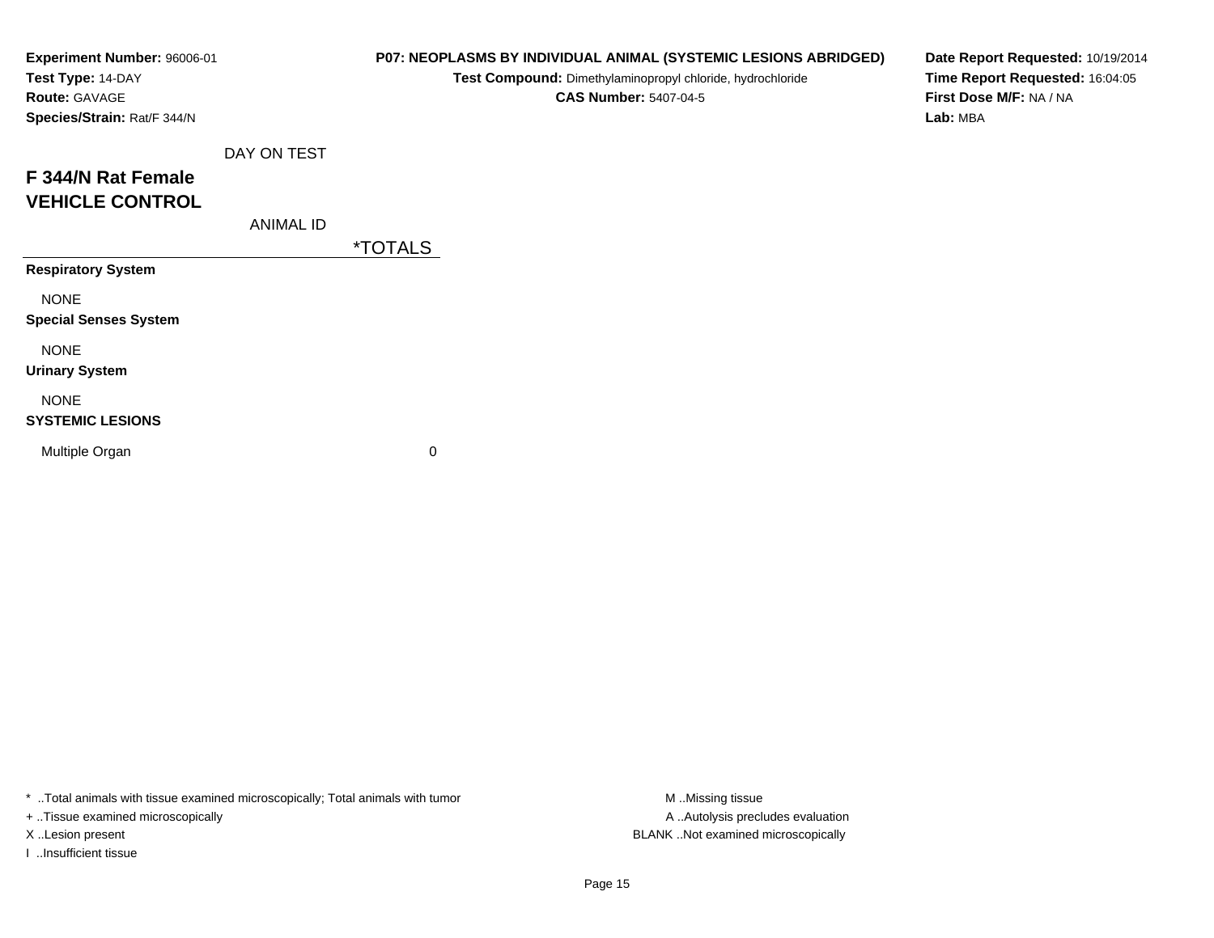**Experiment Number:** 96006-01
**Test Type:** 14-DAY
**Route:** GAVAGE
**Species/Strain:** Rat/F 344/N

**P07: NEOPLASMS BY INDIVIDUAL ANIMAL (SYSTEMIC LESIONS ABRIDGED)**
**Test Compound:** Dimethylaminopropyl chloride, hydrochloride
**CAS Number:** 5407-04-5

**Date Report Requested:** 10/19/2014
**Time Report Requested:** 16:04:05
**First Dose M/F:** NA / NA
**Lab:** MBA

DAY ON TEST

## F 344/N Rat Female
## VEHICLE CONTROL

ANIMAL ID

| | *TOTALS |
|---|---|
| **Respiratory System** | |
| NONE | |
| **Special Senses System** | |
| NONE | |
| **Urinary System** | |
| NONE | |
| **SYSTEMIC LESIONS** | |
| Multiple Organ | 0 |

* ..Total animals with tissue examined microscopically; Total animals with tumor
+ ..Tissue examined microscopically
X ..Lesion present
I ..Insufficient tissue

M ..Missing tissue
A ..Autolysis precludes evaluation
BLANK ..Not examined microscopically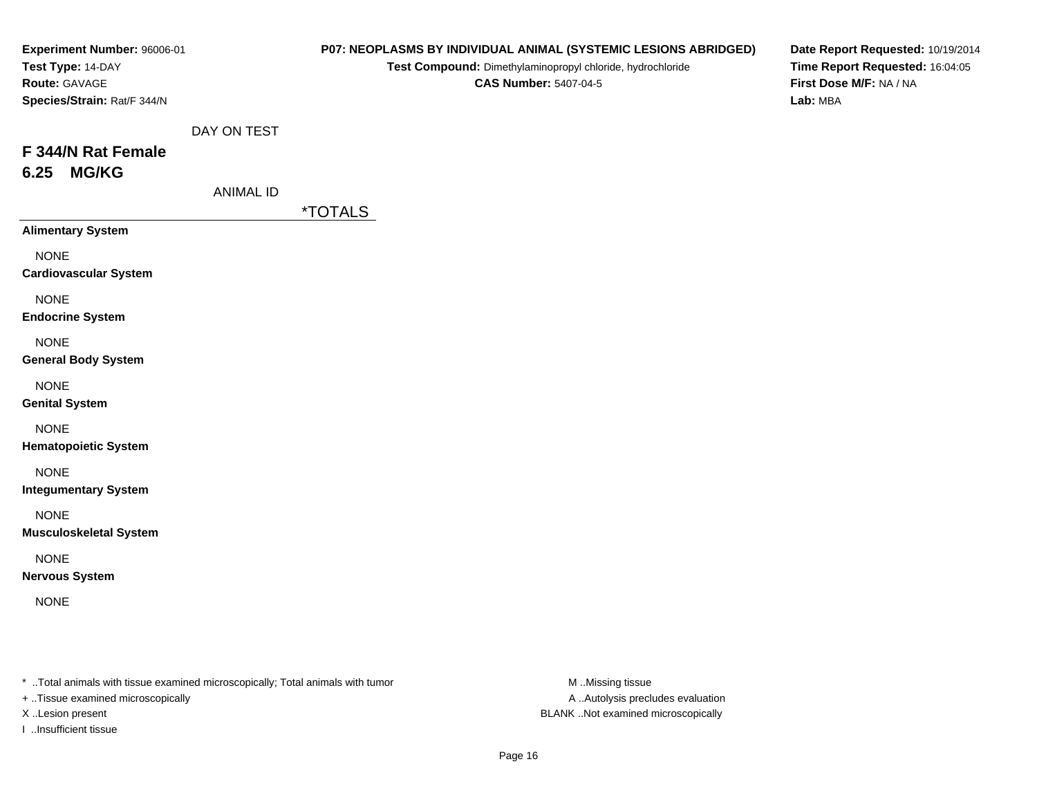**Experiment Number:** 96006-01
**Test Type:** 14-DAY
**Route:** GAVAGE
**Species/Strain:** Rat/F 344/N

**P07: NEOPLASMS BY INDIVIDUAL ANIMAL (SYSTEMIC LESIONS ABRIDGED)**
**Test Compound:** Dimethylaminopropyl chloride, hydrochloride
**CAS Number:** 5407-04-5

**Date Report Requested:** 10/19/2014
**Time Report Requested:** 16:04:05
**First Dose M/F:** NA / NA
**Lab:** MBA

DAY ON TEST

## F 344/N Rat Female
## 6.25 MG/KG

ANIMAL ID

| | *TOTALS |
|---|---|
| **Alimentary System** | |
| NONE | |
| **Cardiovascular System** | |
| NONE | |
| **Endocrine System** | |
| NONE | |
| **General Body System** | |
| NONE | |
| **Genital System** | |
| NONE | |
| **Hematopoietic System** | |
| NONE | |
| **Integumentary System** | |
| NONE | |
| **Musculoskeletal System** | |
| NONE | |
| **Nervous System** | |
| NONE | |

* ..Total animals with tissue examined microscopically; Total animals with tumor
+ ..Tissue examined microscopically
X ..Lesion present
I ..Insufficient tissue

M ..Missing tissue
A ..Autolysis precludes evaluation
BLANK ..Not examined microscopically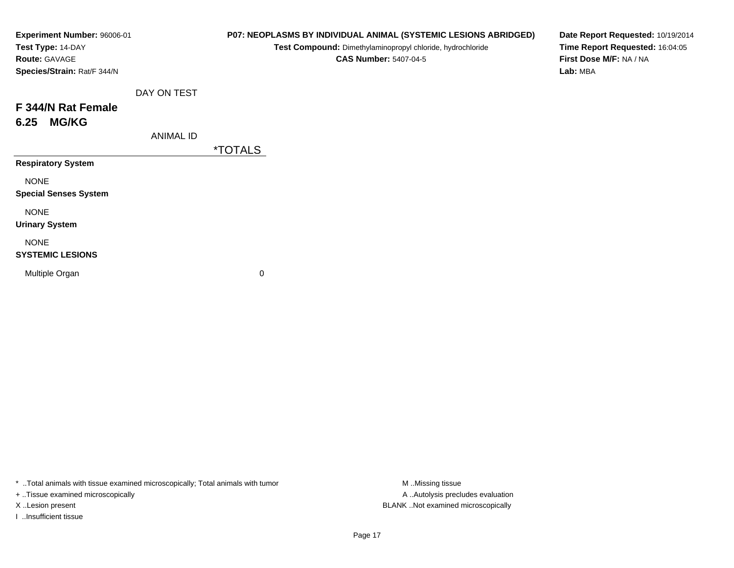**Experiment Number:** 96006-01
**Test Type:** 14-DAY
**Route:** GAVAGE
**Species/Strain:** Rat/F 344/N

**P07: NEOPLASMS BY INDIVIDUAL ANIMAL (SYSTEMIC LESIONS ABRIDGED)**
**Test Compound:** Dimethylaminopropyl chloride, hydrochloride
**CAS Number:** 5407-04-5

**Date Report Requested:** 10/19/2014
**Time Report Requested:** 16:04:05
**First Dose M/F:** NA / NA
**Lab:** MBA

DAY ON TEST

## F 344/N Rat Female
## 6.25 MG/KG

| ANIMAL ID | *TOTALS |
|---|---|
| **Respiratory System** | |
| NONE | |
| **Special Senses System** | |
| NONE | |
| **Urinary System** | |
| NONE | |
| **SYSTEMIC LESIONS** | |
| Multiple Organ | 0 |

* ..Total animals with tissue examined microscopically; Total animals with tumor
+ ..Tissue examined microscopically
X ..Lesion present
I ..Insufficient tissue

M ..Missing tissue
A ..Autolysis precludes evaluation
BLANK ..Not examined microscopically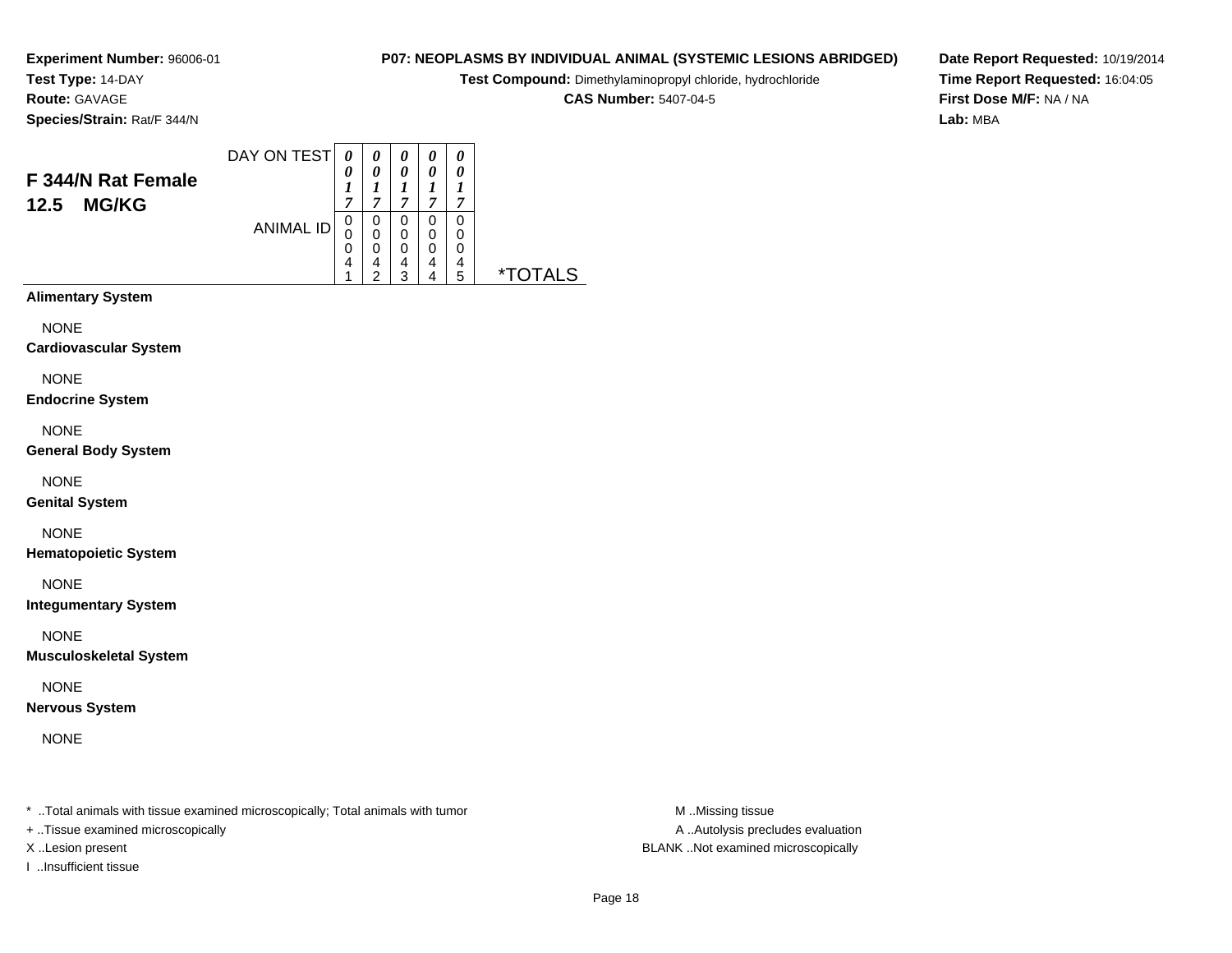**Experiment Number:** 96006-01
**Test Type:** 14-DAY
**Route:** GAVAGE
**Species/Strain:** Rat/F 344/N

**P07: NEOPLASMS BY INDIVIDUAL ANIMAL (SYSTEMIC LESIONS ABRIDGED)**
**Test Compound:** Dimethylaminopropyl chloride, hydrochloride
**CAS Number:** 5407-04-5

**Date Report Requested:** 10/19/2014
**Time Report Requested:** 16:04:05
**First Dose M/F:** NA / NA
**Lab:** MBA

## F 344/N Rat Female 12.5 MG/KG

| DAY ON TEST | 0017 | 0017 | 0017 | 0017 | 0017 | |
|---|---|---|---|---|---|---|
| ANIMAL ID | 00041 | 00042 | 00043 | 00044 | 00045 | *TOTALS |
| **Alimentary System** | | | | | | |
| NONE | | | | | | |
| **Cardiovascular System** | | | | | | |
| NONE | | | | | | |
| **Endocrine System** | | | | | | |
| NONE | | | | | | |
| **General Body System** | | | | | | |
| NONE | | | | | | |
| **Genital System** | | | | | | |
| NONE | | | | | | |
| **Hematopoietic System** | | | | | | |
| NONE | | | | | | |
| **Integumentary System** | | | | | | |
| NONE | | | | | | |
| **Musculoskeletal System** | | | | | | |
| NONE | | | | | | |
| **Nervous System** | | | | | | |
| NONE | | | | | | |

* ..Total animals with tissue examined microscopically; Total animals with tumor
+ ..Tissue examined microscopically
X ..Lesion present
I ..Insufficient tissue

M ..Missing tissue
A ..Autolysis precludes evaluation
BLANK ..Not examined microscopically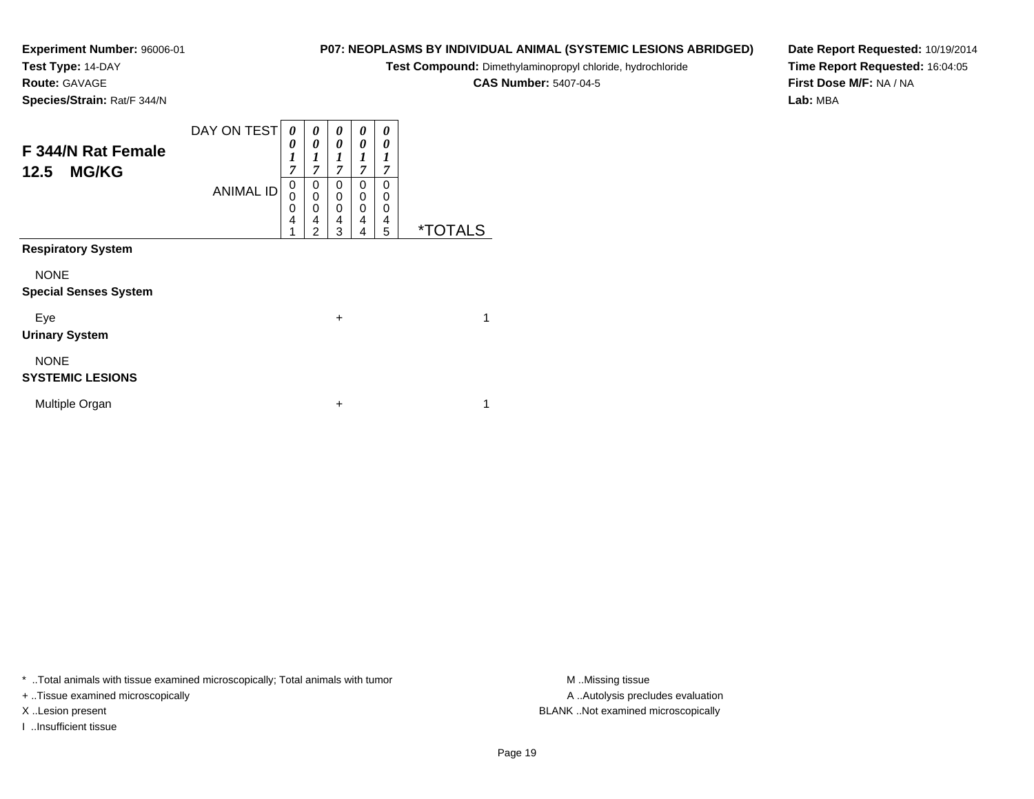**Experiment Number:** 96006-01
**Test Type:** 14-DAY
**Route:** GAVAGE
**Species/Strain:** Rat/F 344/N

**P07: NEOPLASMS BY INDIVIDUAL ANIMAL (SYSTEMIC LESIONS ABRIDGED)**
**Test Compound:** Dimethylaminopropyl chloride, hydrochloride
**CAS Number:** 5407-04-5

**Date Report Requested:** 10/19/2014
**Time Report Requested:** 16:04:05
**First Dose M/F:** NA / NA
**Lab:** MBA

## F 344/N Rat Female 12.5 MG/KG

| | | | | | | |
|---|---|---|---|---|---|---|
| DAY ON TEST | 0017 | 0017 | 0017 | 0017 | 0017 | |
| ANIMAL ID | 00041 | 00042 | 00043 | 00044 | 00045 | *TOTALS |
| **Respiratory System** | | | | | | |
| NONE | | | | | | |
| **Special Senses System** | | | | | | |
| Eye | | | + | | | 1 |
| **Urinary System** | | | | | | |
| NONE | | | | | | |
| **SYSTEMIC LESIONS** | | | | | | |
| Multiple Organ | | | + | | | 1 |

* ..Total animals with tissue examined microscopically; Total animals with tumor
+ ..Tissue examined microscopically
X ..Lesion present
I ..Insufficient tissue

M ..Missing tissue
A ..Autolysis precludes evaluation
BLANK ..Not examined microscopically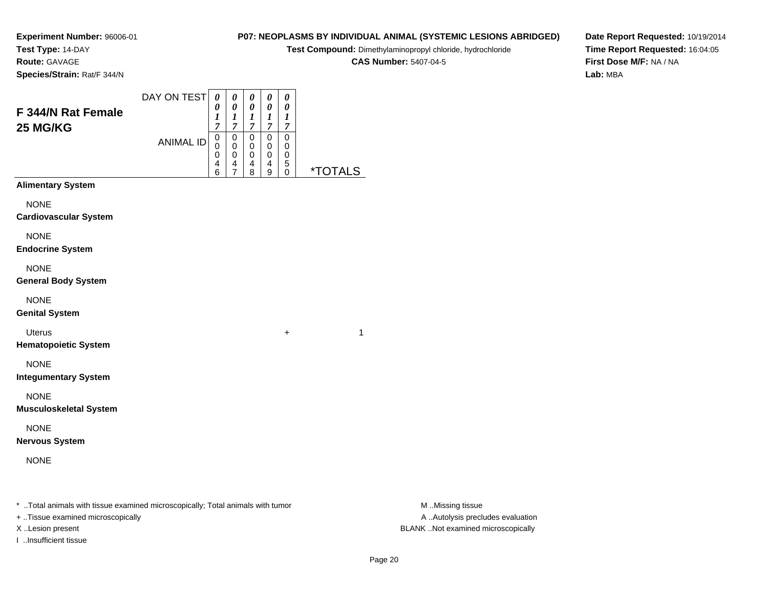**Experiment Number:** 96006-01
**Test Type:** 14-DAY
**Route:** GAVAGE
**Species/Strain:** Rat/F 344/N

**P07: NEOPLASMS BY INDIVIDUAL ANIMAL (SYSTEMIC LESIONS ABRIDGED)**
**Test Compound:** Dimethylaminopropyl chloride, hydrochloride
**CAS Number:** 5407-04-5

**Date Report Requested:** 10/19/2014
**Time Report Requested:** 16:04:05
**First Dose M/F:** NA / NA
**Lab:** MBA

## F 344/N Rat Female 25 MG/KG

| DAY ON TEST | 0017 | 0017 | 0017 | 0017 | 0017 | |
|---|---|---|---|---|---|---|
| **ANIMAL ID** | 00046 | 00047 | 00048 | 00049 | 00050 | ***TOTALS** |
| **Alimentary System** | | | | | | |
| NONE | | | | | | |
| **Cardiovascular System** | | | | | | |
| NONE | | | | | | |
| **Endocrine System** | | | | | | |
| NONE | | | | | | |
| **General Body System** | | | | | | |
| NONE | | | | | | |
| **Genital System** | | | | | | |
| Uterus | | | | | + | 1 |
| **Hematopoietic System** | | | | | | |
| NONE | | | | | | |
| **Integumentary System** | | | | | | |
| NONE | | | | | | |
| **Musculoskeletal System** | | | | | | |
| NONE | | | | | | |
| **Nervous System** | | | | | | |
| NONE | | | | | | |

* ..Total animals with tissue examined microscopically; Total animals with tumor
+ ..Tissue examined microscopically
X ..Lesion present
I ..Insufficient tissue

M ..Missing tissue
A ..Autolysis precludes evaluation
BLANK ..Not examined microscopically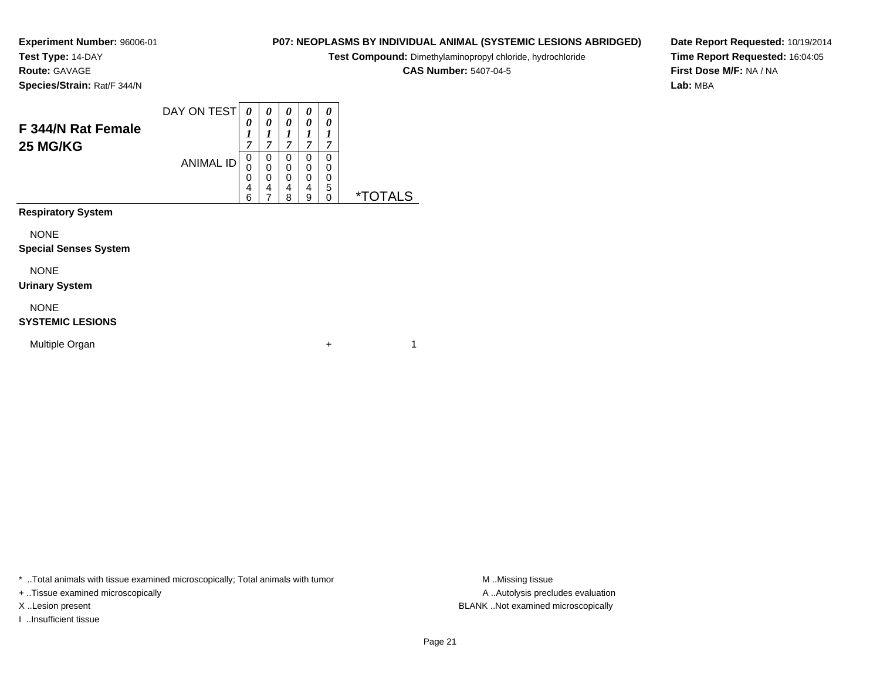**Experiment Number:** 96006-01
**Test Type:** 14-DAY
**Route:** GAVAGE
**Species/Strain:** Rat/F 344/N

**P07: NEOPLASMS BY INDIVIDUAL ANIMAL (SYSTEMIC LESIONS ABRIDGED)**
**Test Compound:** Dimethylaminopropyl chloride, hydrochloride
**CAS Number:** 5407-04-5

**Date Report Requested:** 10/19/2014
**Time Report Requested:** 16:04:05
**First Dose M/F:** NA / NA
**Lab:** MBA

## F 344/N Rat Female 25 MG/KG

| DAY ON TEST | 0017 | 0017 | 0017 | 0017 | 0017 | |
|---|---|---|---|---|---|---|
| ANIMAL ID | 00046 | 00047 | 00048 | 00049 | 00050 | *TOTALS |
| **Respiratory System** | | | | | | |
| NONE | | | | | | |
| **Special Senses System** | | | | | | |
| NONE | | | | | | |
| **Urinary System** | | | | | | |
| NONE | | | | | | |
| **SYSTEMIC LESIONS** | | | | | | |
| Multiple Organ | | | | | + | 1 |

* ..Total animals with tissue examined microscopically; Total animals with tumor
+ ..Tissue examined microscopically
X ..Lesion present
I ..Insufficient tissue

M ..Missing tissue
A ..Autolysis precludes evaluation
BLANK ..Not examined microscopically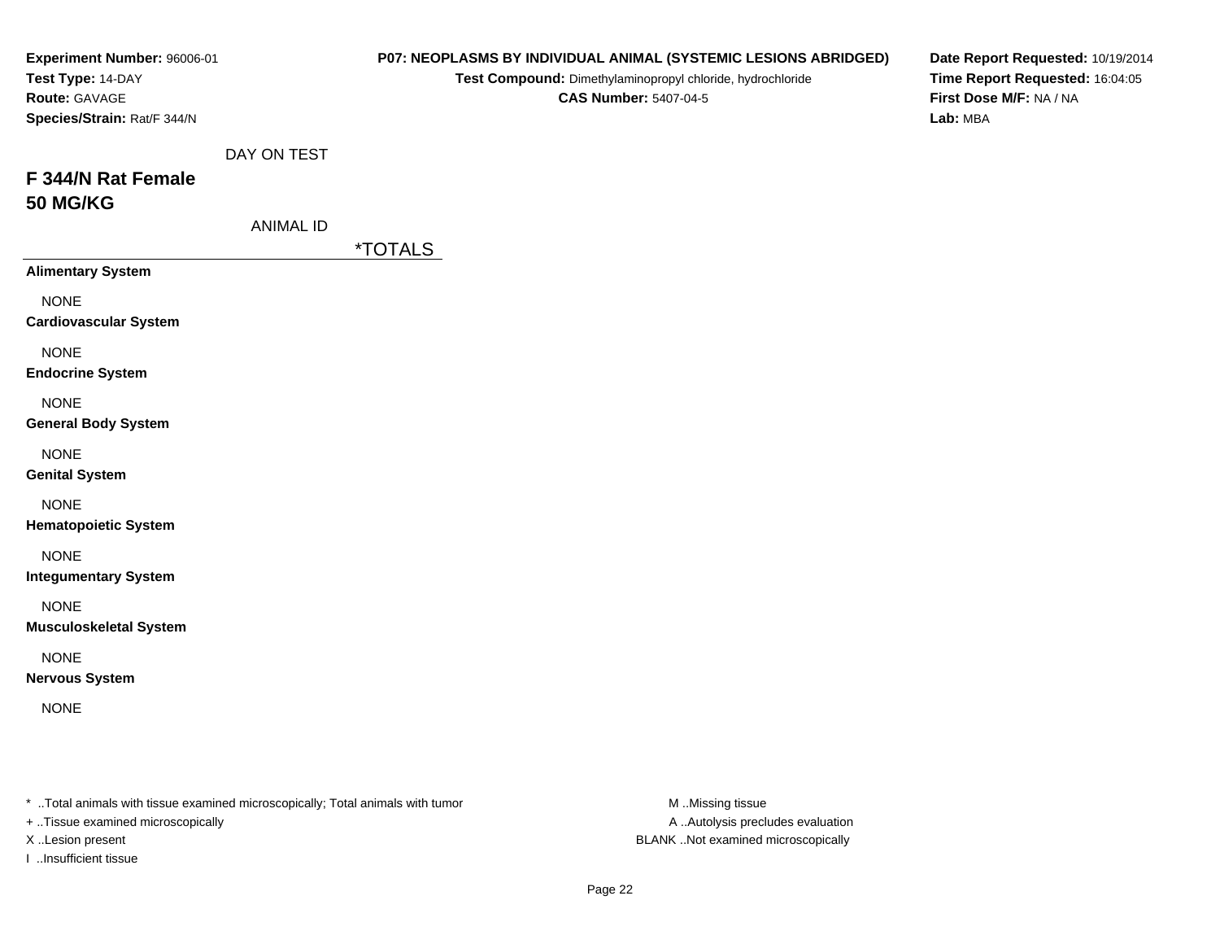**Experiment Number:** 96006-01
**Test Type:** 14-DAY
**Route:** GAVAGE
**Species/Strain:** Rat/F 344/N

**P07: NEOPLASMS BY INDIVIDUAL ANIMAL (SYSTEMIC LESIONS ABRIDGED)**
**Test Compound:** Dimethylaminopropyl chloride, hydrochloride
**CAS Number:** 5407-04-5

**Date Report Requested:** 10/19/2014
**Time Report Requested:** 16:04:05
**First Dose M/F:** NA / NA
**Lab:** MBA

DAY ON TEST

# F 344/N Rat Female
# 50 MG/KG

ANIMAL ID

| | *TOTALS |
|---|---|
| **Alimentary System** | |
| NONE | |
| **Cardiovascular System** | |
| NONE | |
| **Endocrine System** | |
| NONE | |
| **General Body System** | |
| NONE | |
| **Genital System** | |
| NONE | |
| **Hematopoietic System** | |
| NONE | |
| **Integumentary System** | |
| NONE | |
| **Musculoskeletal System** | |
| NONE | |
| **Nervous System** | |
| NONE | |

* ..Total animals with tissue examined microscopically; Total animals with tumor
+ ..Tissue examined microscopically
X ..Lesion present
I ..Insufficient tissue

M ..Missing tissue
A ..Autolysis precludes evaluation
BLANK ..Not examined microscopically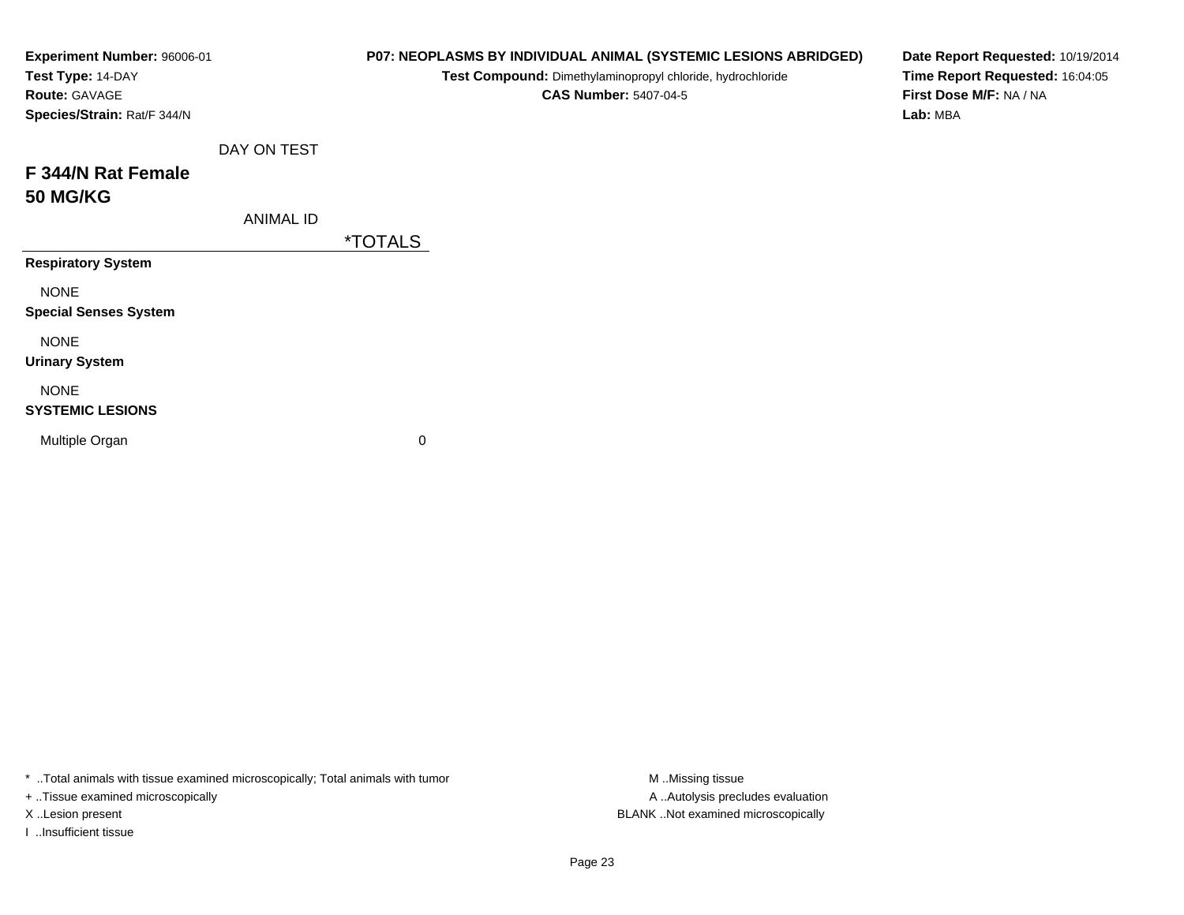**Experiment Number:** 96006-01
**Test Type:** 14-DAY
**Route:** GAVAGE
**Species/Strain:** Rat/F 344/N

**P07: NEOPLASMS BY INDIVIDUAL ANIMAL (SYSTEMIC LESIONS ABRIDGED)**
**Test Compound:** Dimethylaminopropyl chloride, hydrochloride
**CAS Number:** 5407-04-5

**Date Report Requested:** 10/19/2014
**Time Report Requested:** 16:04:05
**First Dose M/F:** NA / NA
**Lab:** MBA

## F 344/N Rat Female
## 50 MG/KG

| DAY ON TEST / ANIMAL ID | *TOTALS |
|---|---|
| **Respiratory System** | |
| NONE | |
| **Special Senses System** | |
| NONE | |
| **Urinary System** | |
| NONE | |
| **SYSTEMIC LESIONS** | |
| Multiple Organ | 0 |

* ..Total animals with tissue examined microscopically; Total animals with tumor
+ ..Tissue examined microscopically
X ..Lesion present
I ..Insufficient tissue

M ..Missing tissue
A ..Autolysis precludes evaluation
BLANK ..Not examined microscopically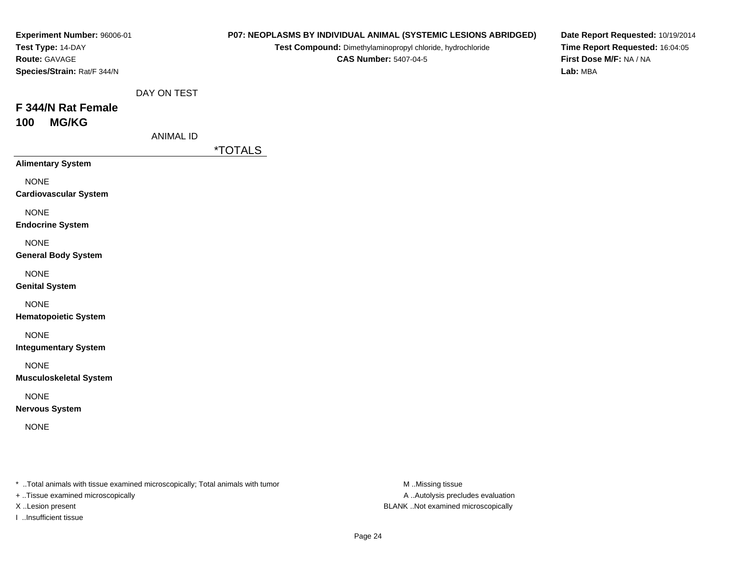**Experiment Number:** 96006-01
**Test Type:** 14-DAY
**Route:** GAVAGE
**Species/Strain:** Rat/F 344/N

**P07: NEOPLASMS BY INDIVIDUAL ANIMAL (SYSTEMIC LESIONS ABRIDGED)**
**Test Compound:** Dimethylaminopropyl chloride, hydrochloride
**CAS Number:** 5407-04-5

**Date Report Requested:** 10/19/2014
**Time Report Requested:** 16:04:05
**First Dose M/F:** NA / NA
**Lab:** MBA

## F 344/N Rat Female
## 100 MG/KG

| DAY ON TEST | |
|---|---|
| ANIMAL ID | *TOTALS |
| **Alimentary System** | |
| NONE | |
| **Cardiovascular System** | |
| NONE | |
| **Endocrine System** | |
| NONE | |
| **General Body System** | |
| NONE | |
| **Genital System** | |
| NONE | |
| **Hematopoietic System** | |
| NONE | |
| **Integumentary System** | |
| NONE | |
| **Musculoskeletal System** | |
| NONE | |
| **Nervous System** | |
| NONE | |

\* ..Total animals with tissue examined microscopically; Total animals with tumor
+ ..Tissue examined microscopically
X ..Lesion present
I ..Insufficient tissue

M ..Missing tissue
A ..Autolysis precludes evaluation
BLANK ..Not examined microscopically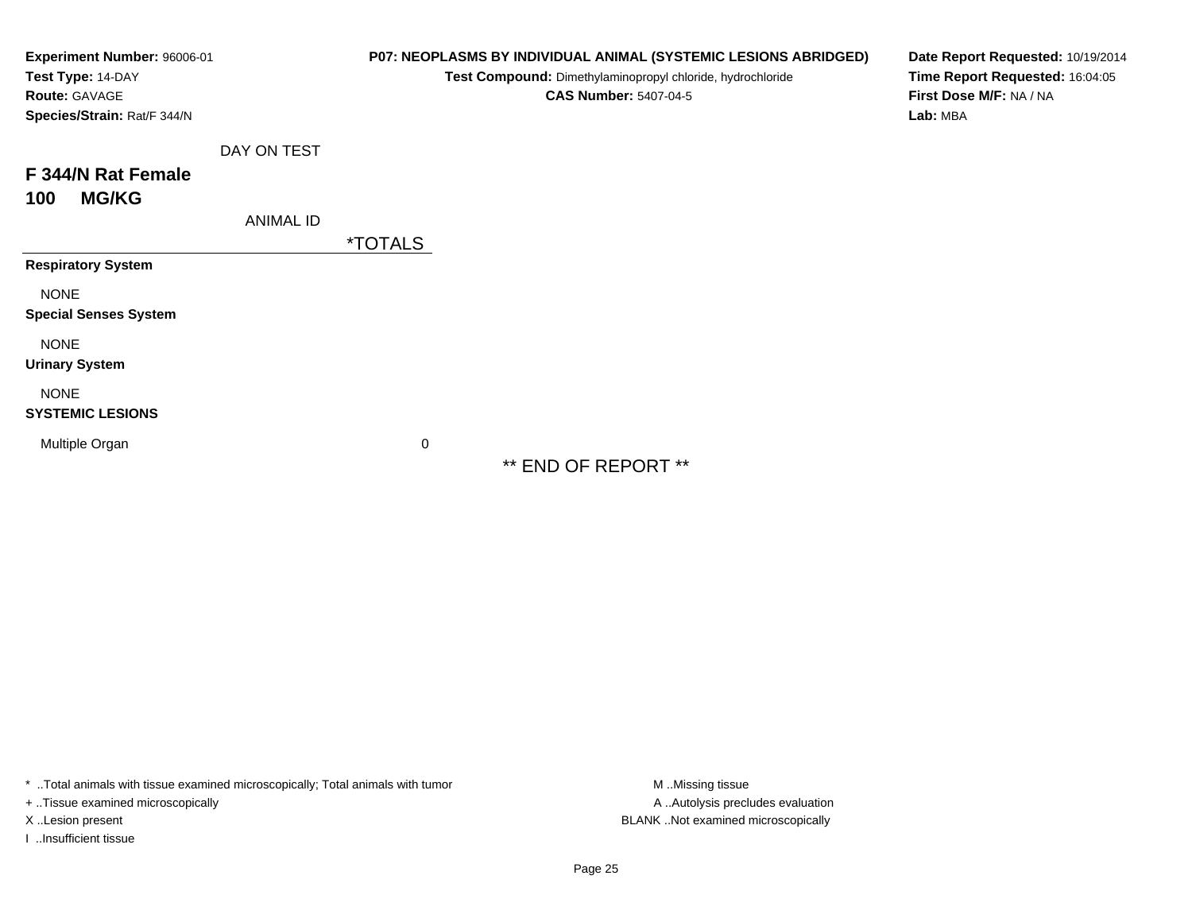**Experiment Number:** 96006-01
**Test Type:** 14-DAY
**Route:** GAVAGE
**Species/Strain:** Rat/F 344/N

**P07: NEOPLASMS BY INDIVIDUAL ANIMAL (SYSTEMIC LESIONS ABRIDGED)**
**Test Compound:** Dimethylaminopropyl chloride, hydrochloride
**CAS Number:** 5407-04-5

**Date Report Requested:** 10/19/2014
**Time Report Requested:** 16:04:05
**First Dose M/F:** NA / NA
**Lab:** MBA

DAY ON TEST

## F 344/N Rat Female
## 100 MG/KG

| ANIMAL ID | *TOTALS |
|---|---|
| **Respiratory System** | |
| NONE | |
| **Special Senses System** | |
| NONE | |
| **Urinary System** | |
| NONE | |
| **SYSTEMIC LESIONS** | |
| Multiple Organ | 0 |

** END OF REPORT **

* ..Total animals with tissue examined microscopically; Total animals with tumor
+ ..Tissue examined microscopically
X ..Lesion present
I ..Insufficient tissue

M ..Missing tissue
A ..Autolysis precludes evaluation
BLANK ..Not examined microscopically